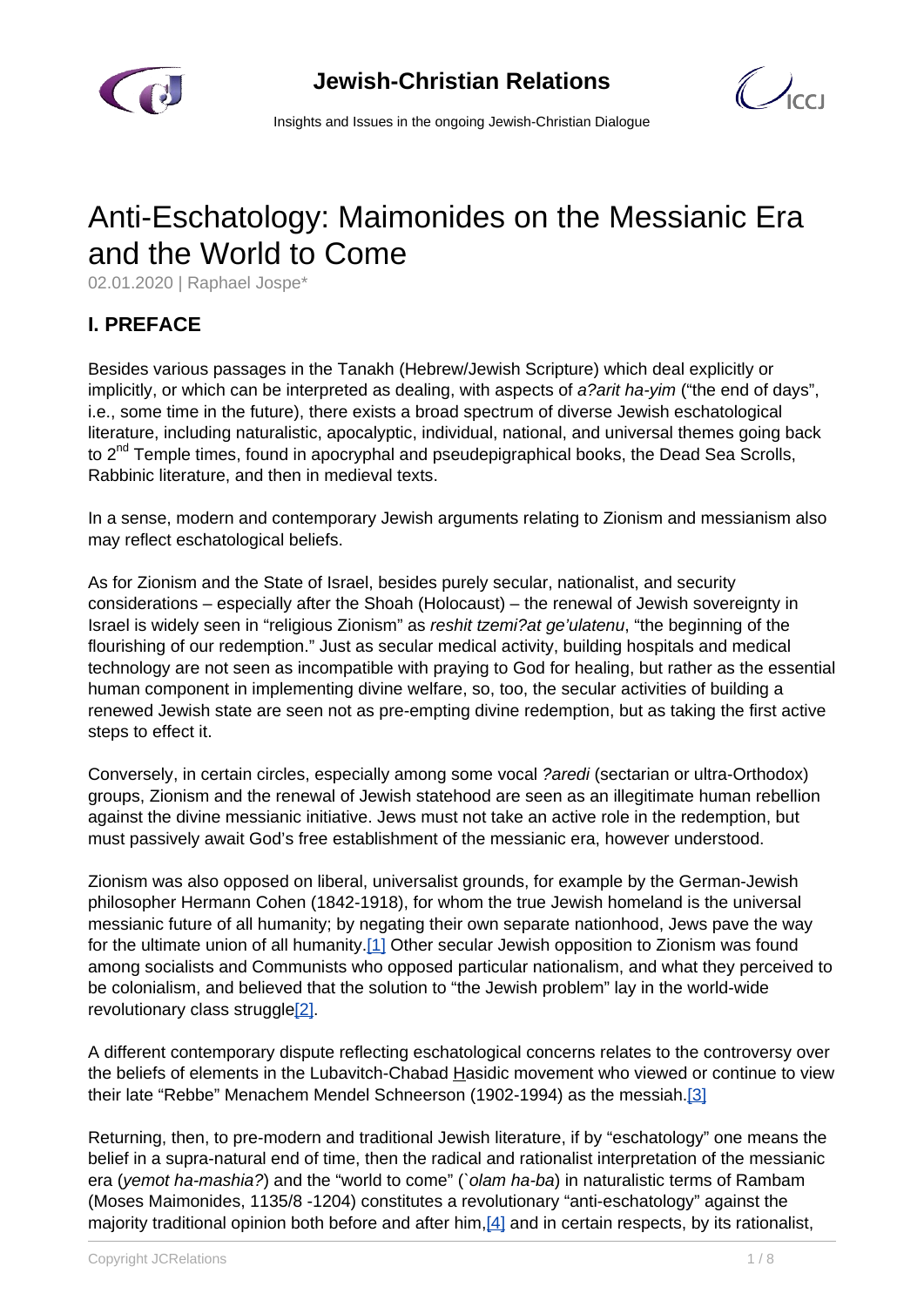# Anti-Eschatology: Maimonides on the Messianic Era and the World to Come

02.01.2020 | Raphael Jospe*

## I. PREFACE

Besides various passages in the Tanakh (Hebrew/Jewish Scripture) which deal explicitly or implicitly, or which can be interpreted as dealing, with aspects of *a?arit ha-yim* ("the end of days", i.e., some time in the future), there exists a broad spectrum of diverse Jewish eschatological literature, including naturalistic, apocalyptic, individual, national, and universal themes going back to 2nd Temple times, found in apocryphal and pseudepigraphical books, the Dead Sea Scrolls, Rabbinic literature, and then in medieval texts.

In a sense, modern and contemporary Jewish arguments relating to Zionism and messianism also may reflect eschatological beliefs.

As for Zionism and the State of Israel, besides purely secular, nationalist, and security considerations – especially after the Shoah (Holocaust) – the renewal of Jewish sovereignty in Israel is widely seen in "religious Zionism" as *reshit tzemi?at ge'ulatenu*, "the beginning of the flourishing of our redemption." Just as secular medical activity, building hospitals and medical technology are not seen as incompatible with praying to God for healing, but rather as the essential human component in implementing divine welfare, so, too, the secular activities of building a renewed Jewish state are seen not as pre-empting divine redemption, but as taking the first active steps to effect it.

Conversely, in certain circles, especially among some vocal *?aredi* (sectarian or ultra-Orthodox) groups, Zionism and the renewal of Jewish statehood are seen as an illegitimate human rebellion against the divine messianic initiative. Jews must not take an active role in the redemption, but must passively await God's free establishment of the messianic era, however understood.

Zionism was also opposed on liberal, universalist grounds, for example by the German-Jewish philosopher Hermann Cohen (1842-1918), for whom the true Jewish homeland is the universal messianic future of all humanity; by negating their own separate nationhood, Jews pave the way for the ultimate union of all humanity.[1] Other secular Jewish opposition to Zionism was found among socialists and Communists who opposed particular nationalism, and what they perceived to be colonialism, and believed that the solution to "the Jewish problem" lay in the world-wide revolutionary class struggle[2].

A different contemporary dispute reflecting eschatological concerns relates to the controversy over the beliefs of elements in the Lubavitch-Chabad Hasidic movement who viewed or continue to view their late "Rebbe" Menachem Mendel Schneerson (1902-1994) as the messiah.[3]

Returning, then, to pre-modern and traditional Jewish literature, if by "eschatology" one means the belief in a supra-natural end of time, then the radical and rationalist interpretation of the messianic era (*yemot ha-mashia?*) and the "world to come" (*`olam ha-ba*) in naturalistic terms of Rambam (Moses Maimonides, 1135/8 -1204) constitutes a revolutionary "anti-eschatology" against the majority traditional opinion both before and after him,[4] and in certain respects, by its rationalist,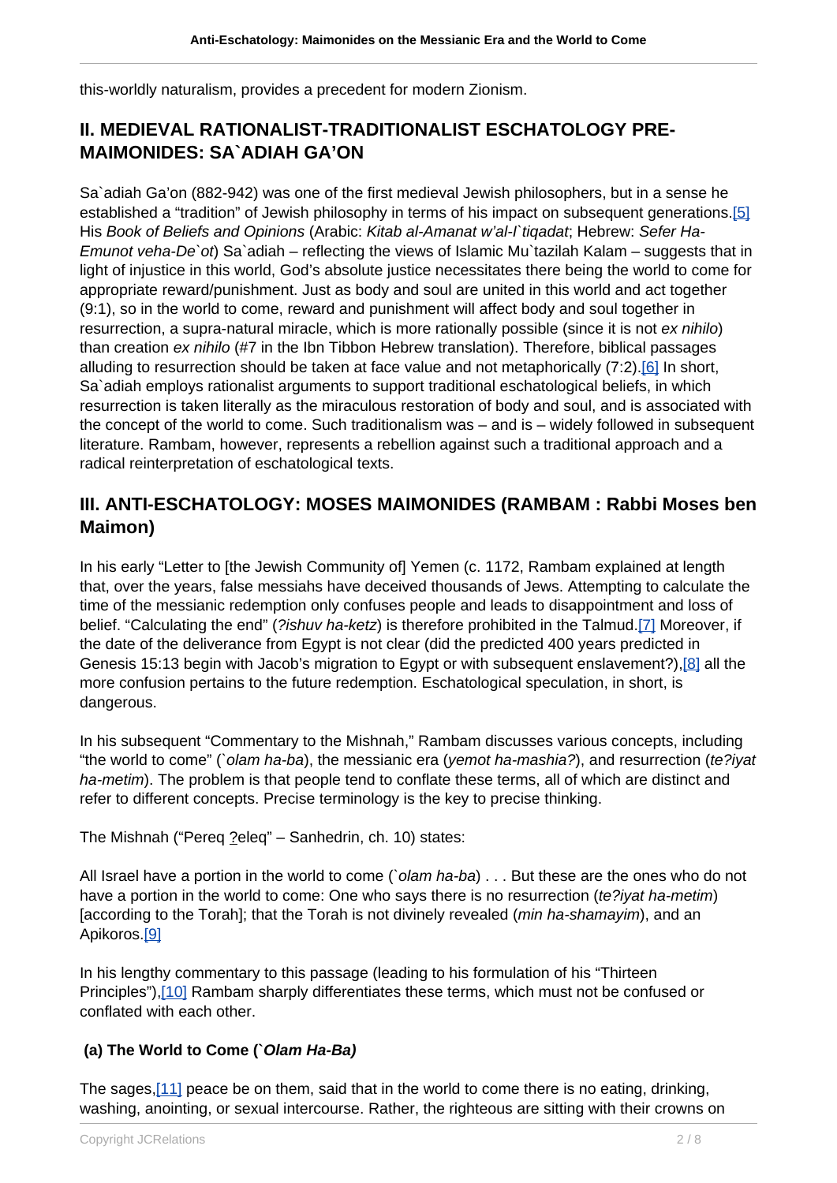this-worldly naturalism, provides a precedent for modern Zionism.

## II. MEDIEVAL RATIONALIST-TRADITIONALIST ESCHATOLOGY PRE-MAIMONIDES: SA`ADIAH GA'ON

Sa`adiah Ga'on (882-942) was one of the first medieval Jewish philosophers, but in a sense he established a "tradition" of Jewish philosophy in terms of his impact on subsequent generations.[5] His *Book of Beliefs and Opinions* (Arabic: *Kitab al-Amanat w'al-I`tiqadat*; Hebrew: *Sefer Ha-Emunot veha-De`ot*) Sa`adiah – reflecting the views of Islamic Mu`tazilah Kalam – suggests that in light of injustice in this world, God's absolute justice necessitates there being the world to come for appropriate reward/punishment. Just as body and soul are united in this world and act together (9:1), so in the world to come, reward and punishment will affect body and soul together in resurrection, a supra-natural miracle, which is more rationally possible (since it is not *ex nihilo*) than creation *ex nihilo* (#7 in the Ibn Tibbon Hebrew translation). Therefore, biblical passages alluding to resurrection should be taken at face value and not metaphorically (7:2).[6] In short, Sa`adiah employs rationalist arguments to support traditional eschatological beliefs, in which resurrection is taken literally as the miraculous restoration of body and soul, and is associated with the concept of the world to come. Such traditionalism was – and is – widely followed in subsequent literature. Rambam, however, represents a rebellion against such a traditional approach and a radical reinterpretation of eschatological texts.

## III. ANTI-ESCHATOLOGY: MOSES MAIMONIDES (RAMBAM : Rabbi Moses ben Maimon)

In his early "Letter to [the Jewish Community of] Yemen (c. 1172, Rambam explained at length that, over the years, false messiahs have deceived thousands of Jews. Attempting to calculate the time of the messianic redemption only confuses people and leads to disappointment and loss of belief. "Calculating the end" (*?ishuv ha-ketz*) is therefore prohibited in the Talmud.[7] Moreover, if the date of the deliverance from Egypt is not clear (did the predicted 400 years predicted in Genesis 15:13 begin with Jacob's migration to Egypt or with subsequent enslavement?),[8] all the more confusion pertains to the future redemption. Eschatological speculation, in short, is dangerous.

In his subsequent "Commentary to the Mishnah," Rambam discusses various concepts, including "the world to come" (*`olam ha-ba*), the messianic era (*yemot ha-mashia?*), and resurrection (*te?iyat ha-metim*). The problem is that people tend to conflate these terms, all of which are distinct and refer to different concepts. Precise terminology is the key to precise thinking.

The Mishnah ("Pereq ?eleq" – Sanhedrin, ch. 10) states:

All Israel have a portion in the world to come (*`olam ha-ba*) . . . But these are the ones who do not have a portion in the world to come: One who says there is no resurrection (*te?iyat ha-metim*) [according to the Torah]; that the Torah is not divinely revealed (*min ha-shamayim*), and an Apikoros.[9]

In his lengthy commentary to this passage (leading to his formulation of his "Thirteen Principles"),[10] Rambam sharply differentiates these terms, which must not be confused or conflated with each other.

### (a) The World to Come (*`Olam Ha-Ba*)

The sages,[11] peace be on them, said that in the world to come there is no eating, drinking, washing, anointing, or sexual intercourse. Rather, the righteous are sitting with their crowns on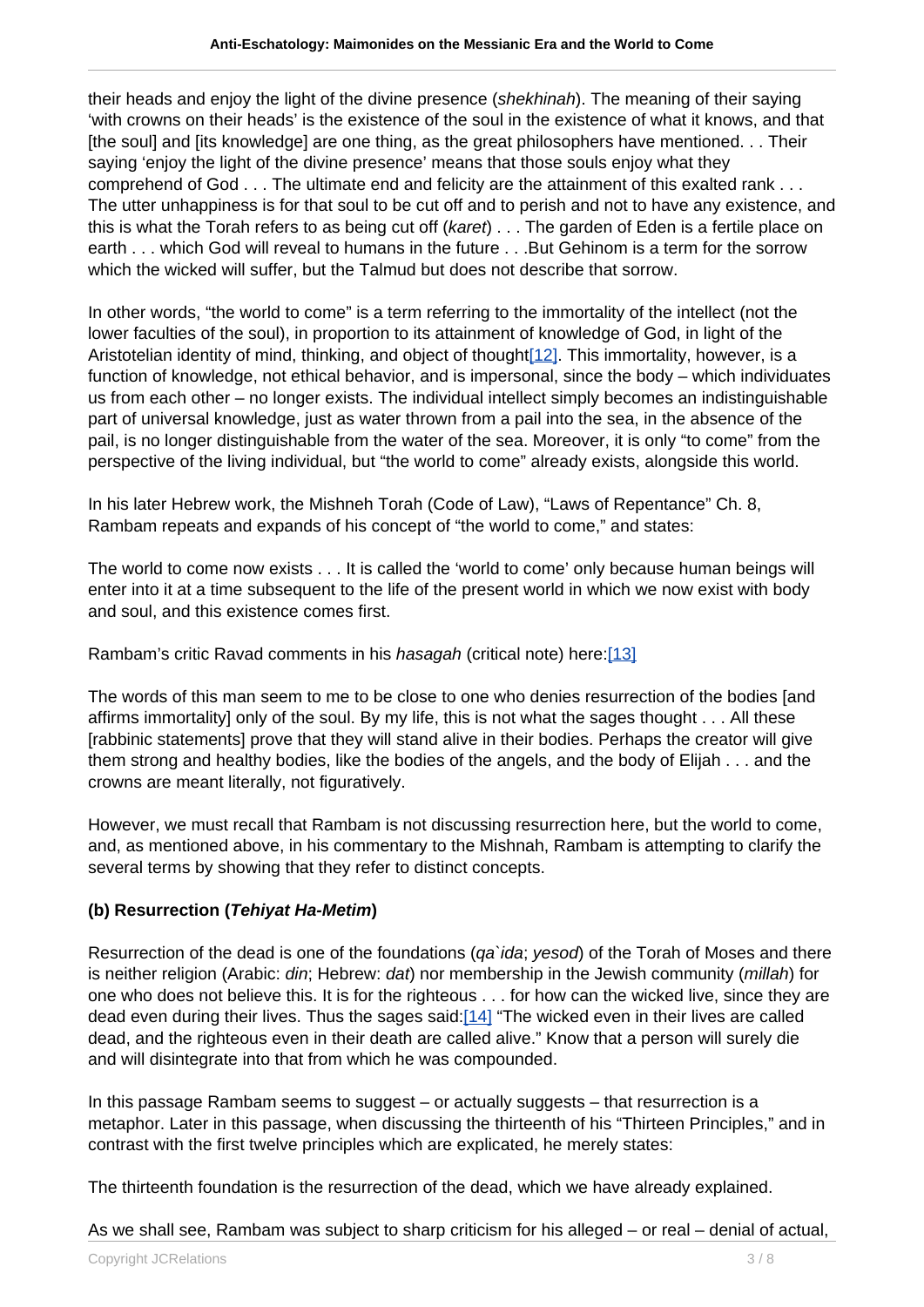their heads and enjoy the light of the divine presence (*shekhinah*). The meaning of their saying 'with crowns on their heads' is the existence of the soul in the existence of what it knows, and that [the soul] and [its knowledge] are one thing, as the great philosophers have mentioned. . . Their saying 'enjoy the light of the divine presence' means that those souls enjoy what they comprehend of God . . . The ultimate end and felicity are the attainment of this exalted rank . . . The utter unhappiness is for that soul to be cut off and to perish and not to have any existence, and this is what the Torah refers to as being cut off (*karet*) . . . The garden of Eden is a fertile place on earth . . . which God will reveal to humans in the future . . .But Gehinom is a term for the sorrow which the wicked will suffer, but the Talmud but does not describe that sorrow.

In other words, "the world to come" is a term referring to the immortality of the intellect (not the lower faculties of the soul), in proportion to its attainment of knowledge of God, in light of the Aristotelian identity of mind, thinking, and object of thought[12]. This immortality, however, is a function of knowledge, not ethical behavior, and is impersonal, since the body – which individuates us from each other – no longer exists. The individual intellect simply becomes an indistinguishable part of universal knowledge, just as water thrown from a pail into the sea, in the absence of the pail, is no longer distinguishable from the water of the sea. Moreover, it is only "to come" from the perspective of the living individual, but "the world to come" already exists, alongside this world.

In his later Hebrew work, the Mishneh Torah (Code of Law), "Laws of Repentance" Ch. 8, Rambam repeats and expands of his concept of "the world to come," and states:

The world to come now exists . . . It is called the 'world to come' only because human beings will enter into it at a time subsequent to the life of the present world in which we now exist with body and soul, and this existence comes first.

Rambam's critic Ravad comments in his *hasagah* (critical note) here:[13]

The words of this man seem to me to be close to one who denies resurrection of the bodies [and affirms immortality] only of the soul. By my life, this is not what the sages thought . . . All these [rabbinic statements] prove that they will stand alive in their bodies. Perhaps the creator will give them strong and healthy bodies, like the bodies of the angels, and the body of Elijah . . . and the crowns are meant literally, not figuratively.

However, we must recall that Rambam is not discussing resurrection here, but the world to come, and, as mentioned above, in his commentary to the Mishnah, Rambam is attempting to clarify the several terms by showing that they refer to distinct concepts.

### (b) Resurrection (*Tehiyat Ha-Metim*)

Resurrection of the dead is one of the foundations (*qa`ida*; *yesod*) of the Torah of Moses and there is neither religion (Arabic: *din*; Hebrew: *dat*) nor membership in the Jewish community (*millah*) for one who does not believe this. It is for the righteous . . . for how can the wicked live, since they are dead even during their lives. Thus the sages said:[14] "The wicked even in their lives are called dead, and the righteous even in their death are called alive." Know that a person will surely die and will disintegrate into that from which he was compounded.

In this passage Rambam seems to suggest – or actually suggests – that resurrection is a metaphor. Later in this passage, when discussing the thirteenth of his "Thirteen Principles," and in contrast with the first twelve principles which are explicated, he merely states:

The thirteenth foundation is the resurrection of the dead, which we have already explained.

As we shall see, Rambam was subject to sharp criticism for his alleged – or real – denial of actual,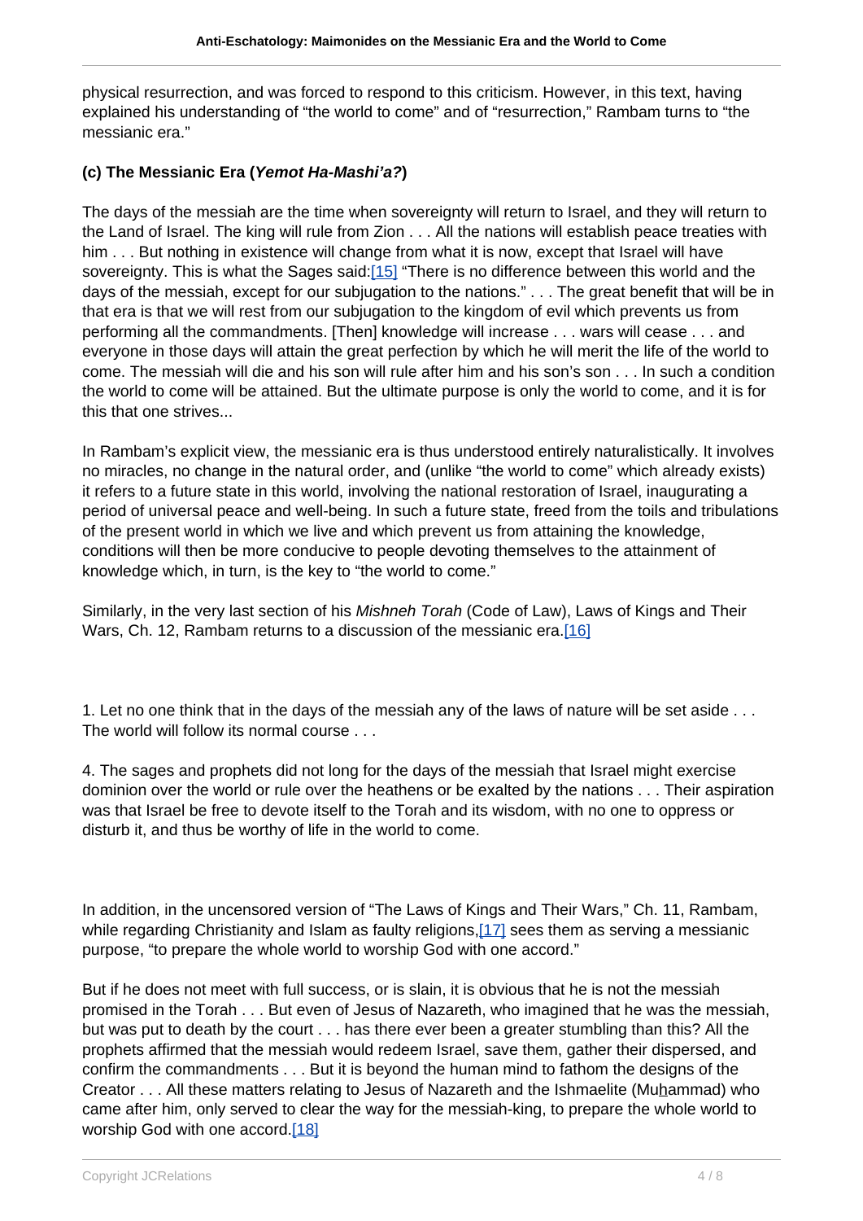physical resurrection, and was forced to respond to this criticism. However, in this text, having explained his understanding of "the world to come" and of "resurrection," Rambam turns to "the messianic era."

### (c) The Messianic Era (*Yemot Ha-Mashi'a?*)

The days of the messiah are the time when sovereignty will return to Israel, and they will return to the Land of Israel. The king will rule from Zion . . . All the nations will establish peace treaties with him . . . But nothing in existence will change from what it is now, except that Israel will have sovereignty. This is what the Sages said:[15] "There is no difference between this world and the days of the messiah, except for our subjugation to the nations." . . . The great benefit that will be in that era is that we will rest from our subjugation to the kingdom of evil which prevents us from performing all the commandments. [Then] knowledge will increase . . . wars will cease . . . and everyone in those days will attain the great perfection by which he will merit the life of the world to come. The messiah will die and his son will rule after him and his son's son . . . In such a condition the world to come will be attained. But the ultimate purpose is only the world to come, and it is for this that one strives...

In Rambam's explicit view, the messianic era is thus understood entirely naturalistically. It involves no miracles, no change in the natural order, and (unlike "the world to come" which already exists) it refers to a future state in this world, involving the national restoration of Israel, inaugurating a period of universal peace and well-being. In such a future state, freed from the toils and tribulations of the present world in which we live and which prevent us from attaining the knowledge, conditions will then be more conducive to people devoting themselves to the attainment of knowledge which, in turn, is the key to "the world to come."

Similarly, in the very last section of his *Mishneh Torah* (Code of Law), Laws of Kings and Their Wars, Ch. 12, Rambam returns to a discussion of the messianic era.[16]

1. Let no one think that in the days of the messiah any of the laws of nature will be set aside . . . The world will follow its normal course . . .

4. The sages and prophets did not long for the days of the messiah that Israel might exercise dominion over the world or rule over the heathens or be exalted by the nations . . . Their aspiration was that Israel be free to devote itself to the Torah and its wisdom, with no one to oppress or disturb it, and thus be worthy of life in the world to come.

In addition, in the uncensored version of "The Laws of Kings and Their Wars," Ch. 11, Rambam, while regarding Christianity and Islam as faulty religions,[17] sees them as serving a messianic purpose, "to prepare the whole world to worship God with one accord."

But if he does not meet with full success, or is slain, it is obvious that he is not the messiah promised in the Torah . . . But even of Jesus of Nazareth, who imagined that he was the messiah, but was put to death by the court . . . has there ever been a greater stumbling than this? All the prophets affirmed that the messiah would redeem Israel, save them, gather their dispersed, and confirm the commandments . . . But it is beyond the human mind to fathom the designs of the Creator . . . All these matters relating to Jesus of Nazareth and the Ishmaelite (Muhammad) who came after him, only served to clear the way for the messiah-king, to prepare the whole world to worship God with one accord.[18]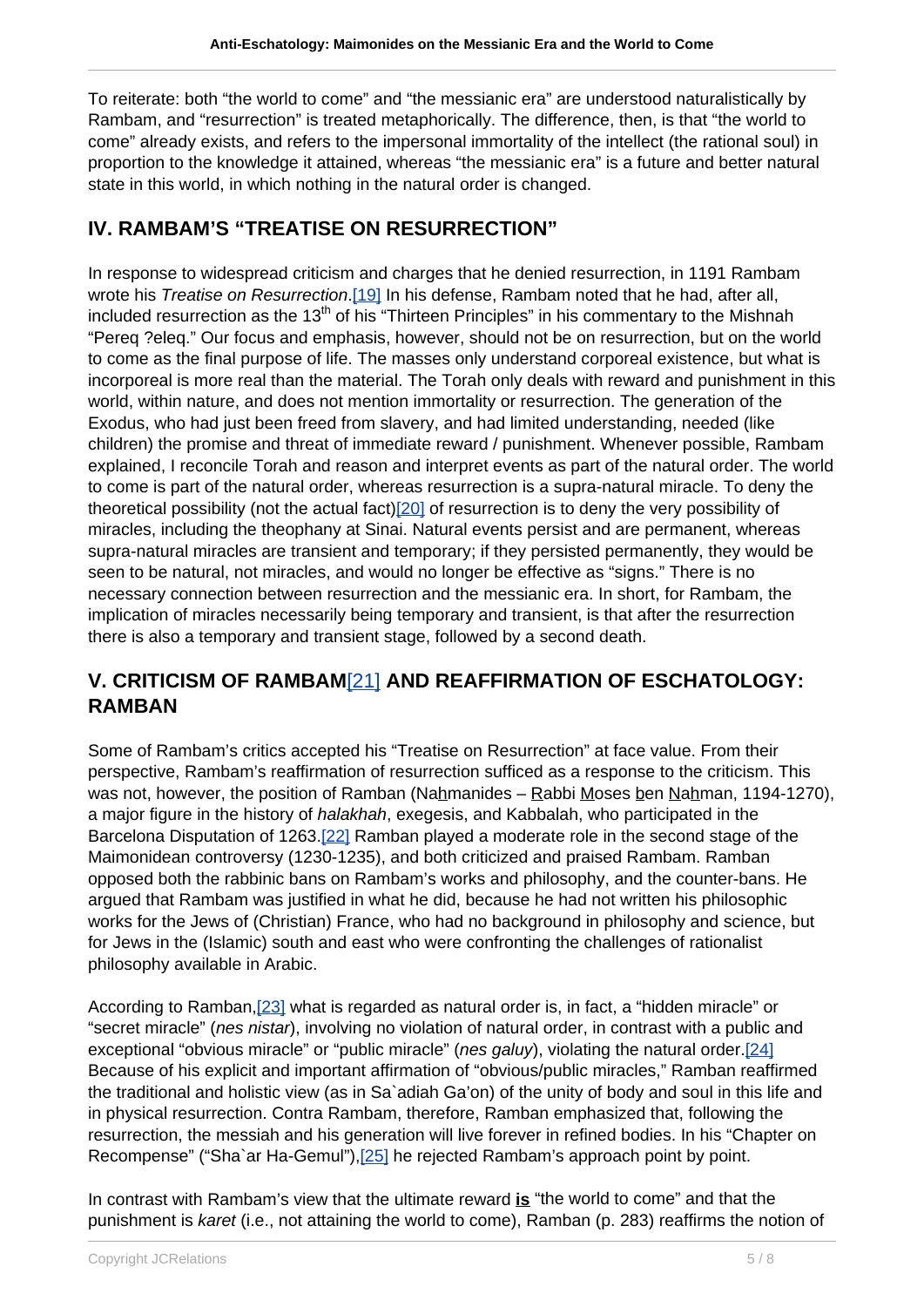To reiterate: both "the world to come" and "the messianic era" are understood naturalistically by Rambam, and "resurrection" is treated metaphorically. The difference, then, is that "the world to come" already exists, and refers to the impersonal immortality of the intellect (the rational soul) in proportion to the knowledge it attained, whereas "the messianic era" is a future and better natural state in this world, in which nothing in the natural order is changed.

## IV. RAMBAM'S "TREATISE ON RESURRECTION"

In response to widespread criticism and charges that he denied resurrection, in 1191 Rambam wrote his *Treatise on Resurrection*.[19] In his defense, Rambam noted that he had, after all, included resurrection as the 13th of his "Thirteen Principles" in his commentary to the Mishnah "Pereq ?eleq." Our focus and emphasis, however, should not be on resurrection, but on the world to come as the final purpose of life. The masses only understand corporeal existence, but what is incorporeal is more real than the material. The Torah only deals with reward and punishment in this world, within nature, and does not mention immortality or resurrection. The generation of the Exodus, who had just been freed from slavery, and had limited understanding, needed (like children) the promise and threat of immediate reward / punishment. Whenever possible, Rambam explained, I reconcile Torah and reason and interpret events as part of the natural order. The world to come is part of the natural order, whereas resurrection is a supra-natural miracle. To deny the theoretical possibility (not the actual fact)[20] of resurrection is to deny the very possibility of miracles, including the theophany at Sinai. Natural events persist and are permanent, whereas supra-natural miracles are transient and temporary; if they persisted permanently, they would be seen to be natural, not miracles, and would no longer be effective as "signs." There is no necessary connection between resurrection and the messianic era. In short, for Rambam, the implication of miracles necessarily being temporary and transient, is that after the resurrection there is also a temporary and transient stage, followed by a second death.

## V. CRITICISM OF RAMBAM[21] AND REAFFIRMATION OF ESCHATOLOGY: RAMBAN

Some of Rambam's critics accepted his "Treatise on Resurrection" at face value. From their perspective, Rambam's reaffirmation of resurrection sufficed as a response to the criticism. This was not, however, the position of Ramban (Na<u>h</u>manides – <u>R</u>abbi <u>M</u>oses <u>b</u>en <u>Na</u>hman, 1194-1270), a major figure in the history of *halakhah*, exegesis, and Kabbalah, who participated in the Barcelona Disputation of 1263.[22] Ramban played a moderate role in the second stage of the Maimonidean controversy (1230-1235), and both criticized and praised Rambam. Ramban opposed both the rabbinic bans on Rambam's works and philosophy, and the counter-bans. He argued that Rambam was justified in what he did, because he had not written his philosophic works for the Jews of (Christian) France, who had no background in philosophy and science, but for Jews in the (Islamic) south and east who were confronting the challenges of rationalist philosophy available in Arabic.

According to Ramban,[23] what is regarded as natural order is, in fact, a "hidden miracle" or "secret miracle" (*nes nistar*), involving no violation of natural order, in contrast with a public and exceptional "obvious miracle" or "public miracle" (*nes galuy*), violating the natural order.[24] Because of his explicit and important affirmation of "obvious/public miracles," Ramban reaffirmed the traditional and holistic view (as in Sa`adiah Ga'on) of the unity of body and soul in this life and in physical resurrection. Contra Rambam, therefore, Ramban emphasized that, following the resurrection, the messiah and his generation will live forever in refined bodies. In his "Chapter on Recompense" ("Sha`ar Ha-Gemul"),[25] he rejected Rambam's approach point by point.

In contrast with Rambam's view that the ultimate reward **is** "the world to come" and that the punishment is *karet* (i.e., not attaining the world to come), Ramban (p. 283) reaffirms the notion of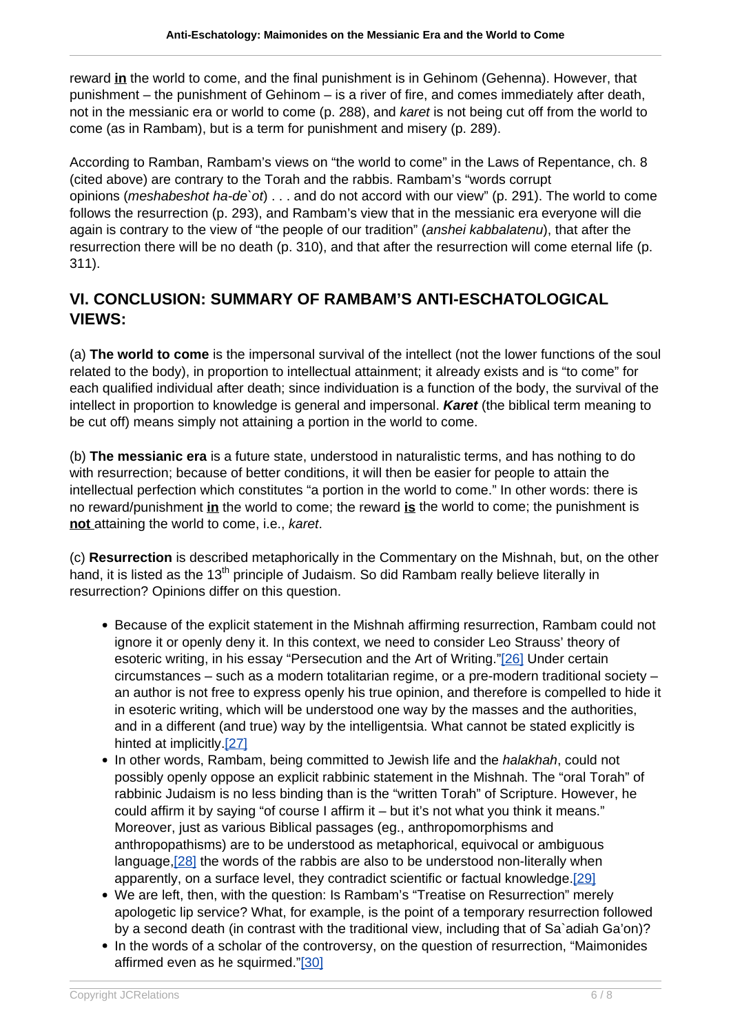reward **in** the world to come, and the final punishment is in Gehinom (Gehenna). However, that punishment – the punishment of Gehinom – is a river of fire, and comes immediately after death, not in the messianic era or world to come (p. 288), and *karet* is not being cut off from the world to come (as in Rambam), but is a term for punishment and misery (p. 289).

According to Ramban, Rambam's views on "the world to come" in the Laws of Repentance, ch. 8 (cited above) are contrary to the Torah and the rabbis. Rambam's "words corrupt opinions (*meshabeshot ha-de`ot*) . . . and do not accord with our view" (p. 291). The world to come follows the resurrection (p. 293), and Rambam's view that in the messianic era everyone will die again is contrary to the view of "the people of our tradition" (*anshei kabbalatenu*), that after the resurrection there will be no death (p. 310), and that after the resurrection will come eternal life (p. 311).

## VI. CONCLUSION: SUMMARY OF RAMBAM'S ANTI-ESCHATOLOGICAL VIEWS:

(a) **The world to come** is the impersonal survival of the intellect (not the lower functions of the soul related to the body), in proportion to intellectual attainment; it already exists and is "to come" for each qualified individual after death; since individuation is a function of the body, the survival of the intellect in proportion to knowledge is general and impersonal. ***Karet*** (the biblical term meaning to be cut off) means simply not attaining a portion in the world to come.

(b) **The messianic era** is a future state, understood in naturalistic terms, and has nothing to do with resurrection; because of better conditions, it will then be easier for people to attain the intellectual perfection which constitutes "a portion in the world to come." In other words: there is no reward/punishment **in** the world to come; the reward **is** the world to come; the punishment is **not** attaining the world to come, i.e., *karet*.

(c) **Resurrection** is described metaphorically in the Commentary on the Mishnah, but, on the other hand, it is listed as the 13th principle of Judaism. So did Rambam really believe literally in resurrection? Opinions differ on this question.

- Because of the explicit statement in the Mishnah affirming resurrection, Rambam could not ignore it or openly deny it. In this context, we need to consider Leo Strauss' theory of esoteric writing, in his essay "Persecution and the Art of Writing."[26] Under certain circumstances – such as a modern totalitarian regime, or a pre-modern traditional society – an author is not free to express openly his true opinion, and therefore is compelled to hide it in esoteric writing, which will be understood one way by the masses and the authorities, and in a different (and true) way by the intelligentsia. What cannot be stated explicitly is hinted at implicitly.[27]
- In other words, Rambam, being committed to Jewish life and the *halakhah*, could not possibly openly oppose an explicit rabbinic statement in the Mishnah. The "oral Torah" of rabbinic Judaism is no less binding than is the "written Torah" of Scripture. However, he could affirm it by saying "of course I affirm it – but it's not what you think it means." Moreover, just as various Biblical passages (eg., anthropomorphisms and anthropopathisms) are to be understood as metaphorical, equivocal or ambiguous language,[28] the words of the rabbis are also to be understood non-literally when apparently, on a surface level, they contradict scientific or factual knowledge.[29]
- We are left, then, with the question: Is Rambam's "Treatise on Resurrection" merely apologetic lip service? What, for example, is the point of a temporary resurrection followed by a second death (in contrast with the traditional view, including that of Sa`adiah Ga'on)?
- In the words of a scholar of the controversy, on the question of resurrection, "Maimonides affirmed even as he squirmed."[30]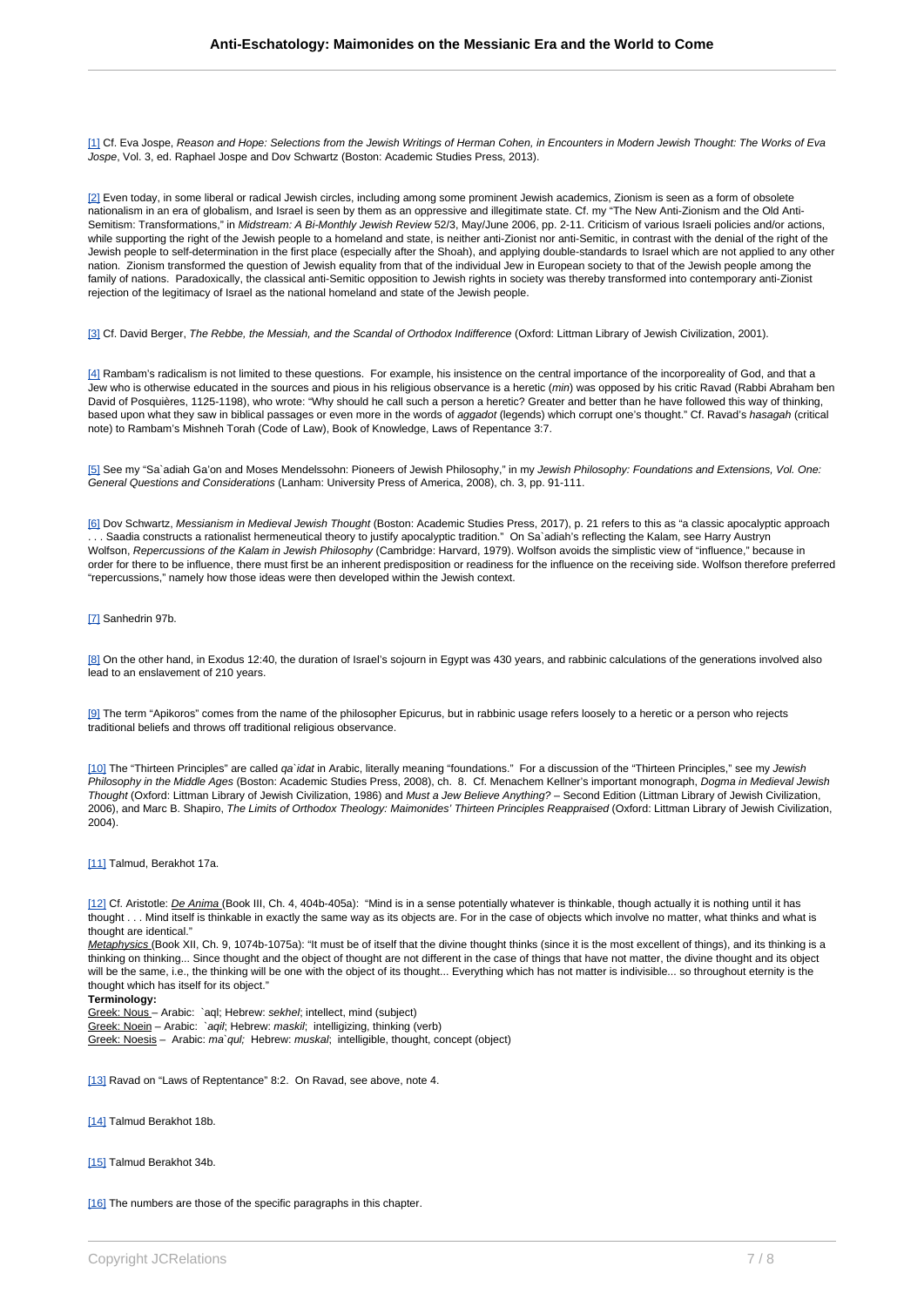[1] Cf. Eva Jospe, *Reason and Hope: Selections from the Jewish Writings of Herman Cohen, in Encounters in Modern Jewish Thought: The Works of Eva Jospe*, Vol. 3, ed. Raphael Jospe and Dov Schwartz (Boston: Academic Studies Press, 2013).

[2] Even today, in some liberal or radical Jewish circles, including among some prominent Jewish academics, Zionism is seen as a form of obsolete nationalism in an era of globalism, and Israel is seen by them as an oppressive and illegitimate state. Cf. my "The New Anti-Zionism and the Old Anti-Semitism: Transformations," in *Midstream: A Bi-Monthly Jewish Review* 52/3, May/June 2006, pp. 2-11. Criticism of various Israeli policies and/or actions, while supporting the right of the Jewish people to a homeland and state, is neither anti-Zionist nor anti-Semitic, in contrast with the denial of the right of the Jewish people to self-determination in the first place (especially after the Shoah), and applying double-standards to Israel which are not applied to any other nation. Zionism transformed the question of Jewish equality from that of the individual Jew in European society to that of the Jewish people among the family of nations. Paradoxically, the classical anti-Semitic opposition to Jewish rights in society was thereby transformed into contemporary anti-Zionist rejection of the legitimacy of Israel as the national homeland and state of the Jewish people.

[3] Cf. David Berger, *The Rebbe, the Messiah, and the Scandal of Orthodox Indifference* (Oxford: Littman Library of Jewish Civilization, 2001).

[4] Rambam's radicalism is not limited to these questions. For example, his insistence on the central importance of the incorporeality of God, and that a Jew who is otherwise educated in the sources and pious in his religious observance is a heretic (*min*) was opposed by his critic Ravad (Rabbi Abraham ben David of Posquières, 1125-1198), who wrote: "Why should he call such a person a heretic? Greater and better than he have followed this way of thinking, based upon what they saw in biblical passages or even more in the words of *aggadot* (legends) which corrupt one's thought." Cf. Ravad's *hasagah* (critical note) to Rambam's Mishneh Torah (Code of Law), Book of Knowledge, Laws of Repentance 3:7.

[5] See my "Sa`adiah Ga'on and Moses Mendelssohn: Pioneers of Jewish Philosophy," in my *Jewish Philosophy: Foundations and Extensions, Vol. One: General Questions and Considerations* (Lanham: University Press of America, 2008), ch. 3, pp. 91-111.

[6] Dov Schwartz, *Messianism in Medieval Jewish Thought* (Boston: Academic Studies Press, 2017), p. 21 refers to this as "a classic apocalyptic approach . . . Saadia constructs a rationalist hermeneutical theory to justify apocalyptic tradition." On Sa`adiah's reflecting the Kalam, see Harry Austryn Wolfson, *Repercussions of the Kalam in Jewish Philosophy* (Cambridge: Harvard, 1979). Wolfson avoids the simplistic view of "influence," because in order for there to be influence, there must first be an inherent predisposition or readiness for the influence on the receiving side. Wolfson therefore preferred "repercussions," namely how those ideas were then developed within the Jewish context.

[7] Sanhedrin 97b.

[8] On the other hand, in Exodus 12:40, the duration of Israel's sojourn in Egypt was 430 years, and rabbinic calculations of the generations involved also lead to an enslavement of 210 years.

[9] The term "Apikoros" comes from the name of the philosopher Epicurus, but in rabbinic usage refers loosely to a heretic or a person who rejects traditional beliefs and throws off traditional religious observance.

[10] The "Thirteen Principles" are called *qa`idat* in Arabic, literally meaning "foundations." For a discussion of the "Thirteen Principles," see my *Jewish Philosophy in the Middle Ages* (Boston: Academic Studies Press, 2008), ch. 8. Cf. Menachem Kellner's important monograph, *Dogma in Medieval Jewish Thought* (Oxford: Littman Library of Jewish Civilization, 1986) and *Must a Jew Believe Anything?* – Second Edition (Littman Library of Jewish Civilization, 2006), and Marc B. Shapiro, *The Limits of Orthodox Theology: Maimonides' Thirteen Principles Reappraised* (Oxford: Littman Library of Jewish Civilization, 2004).

[11] Talmud, Berakhot 17a.

[12] Cf. Aristotle: *De Anima* (Book III, Ch. 4, 404b-405a): "Mind is in a sense potentially whatever is thinkable, though actually it is nothing until it has thought . . . Mind itself is thinkable in exactly the same way as its objects are. For in the case of objects which involve no matter, what thinks and what is thought are identical."
*Metaphysics* (Book XII, Ch. 9, 1074b-1075a): "It must be of itself that the divine thought thinks (since it is the most excellent of things), and its thinking is a thinking on thinking... Since thought and the object of thought are not different in the case of things that have not matter, the divine thought and its object will be the same, i.e., the thinking will be one with the object of its thought... Everything which has not matter is indivisible... so throughout eternity is the thought which has itself for its object."
**Terminology:**
Greek: Nous – Arabic: `aql; Hebrew: *sekhel*; intellect, mind (subject)
Greek: Noein – Arabic: `*aqil*; Hebrew: *maskil*; intelligizing, thinking (verb)
Greek: Noesis – Arabic: *ma`qul;* Hebrew: *muskal*; intelligible, thought, concept (object)

[13] Ravad on "Laws of Reptentance" 8:2. On Ravad, see above, note 4.

[14] Talmud Berakhot 18b.

[15] Talmud Berakhot 34b.

[16] The numbers are those of the specific paragraphs in this chapter.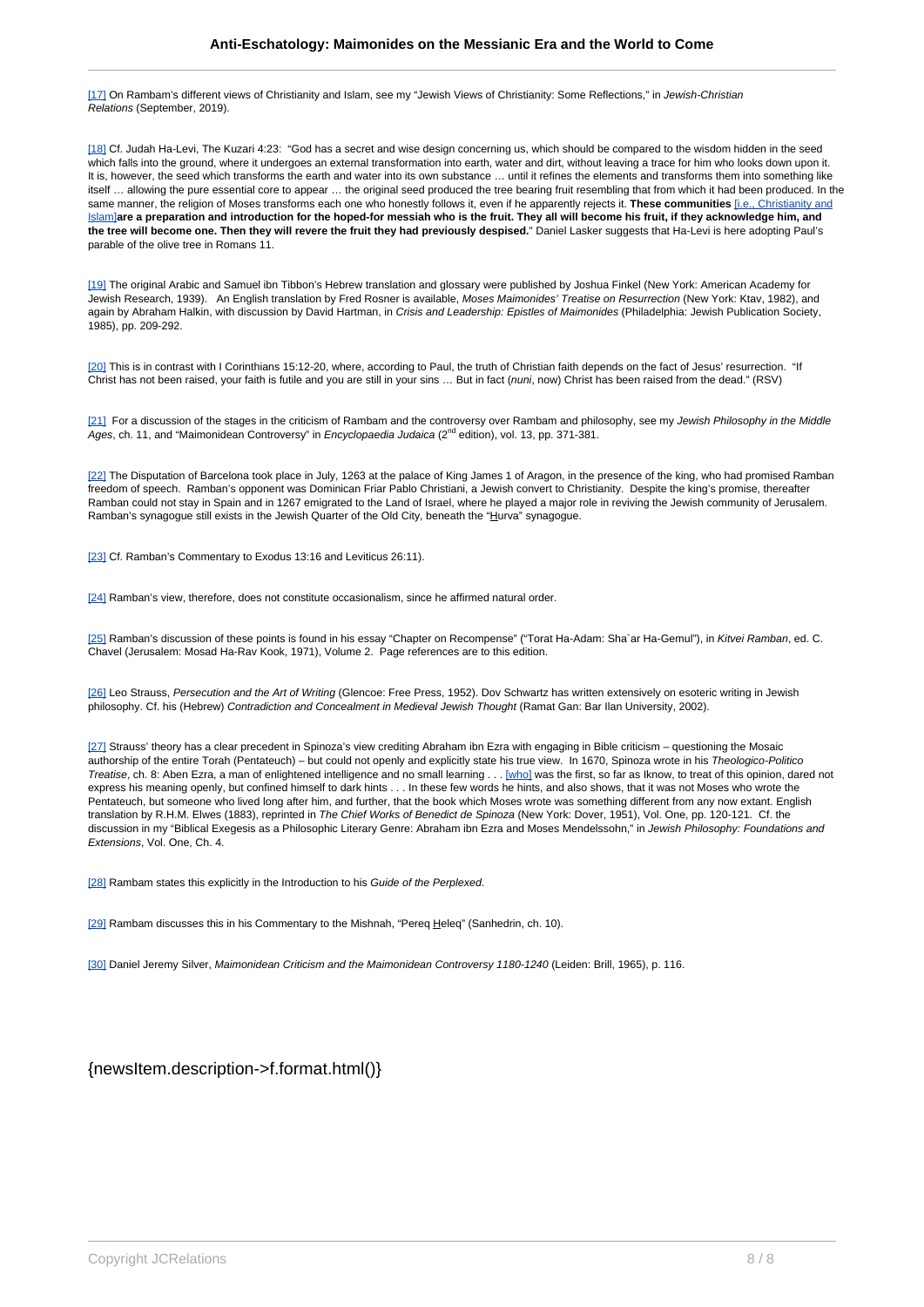[17] On Rambam's different views of Christianity and Islam, see my "Jewish Views of Christianity: Some Reflections," in *Jewish-Christian Relations* (September, 2019).

[18] Cf. Judah Ha-Levi, The Kuzari 4:23: "God has a secret and wise design concerning us, which should be compared to the wisdom hidden in the seed which falls into the ground, where it undergoes an external transformation into earth, water and dirt, without leaving a trace for him who looks down upon it. It is, however, the seed which transforms the earth and water into its own substance … until it refines the elements and transforms them into something like itself … allowing the pure essential core to appear … the original seed produced the tree bearing fruit resembling that from which it had been produced. In the same manner, the religion of Moses transforms each one who honestly follows it, even if he apparently rejects it. **These communities** [i.e., Christianity and Islam]**are a preparation and introduction for the hoped-for messiah who is the fruit. They all will become his fruit, if they acknowledge him, and the tree will become one. Then they will revere the fruit they had previously despised.**" Daniel Lasker suggests that Ha-Levi is here adopting Paul's parable of the olive tree in Romans 11.

[19] The original Arabic and Samuel ibn Tibbon's Hebrew translation and glossary were published by Joshua Finkel (New York: American Academy for Jewish Research, 1939). An English translation by Fred Rosner is available, *Moses Maimonides' Treatise on Resurrection* (New York: Ktav, 1982), and again by Abraham Halkin, with discussion by David Hartman, in *Crisis and Leadership: Epistles of Maimonides* (Philadelphia: Jewish Publication Society, 1985), pp. 209-292.

[20] This is in contrast with I Corinthians 15:12-20, where, according to Paul, the truth of Christian faith depends on the fact of Jesus' resurrection. "If Christ has not been raised, your faith is futile and you are still in your sins … But in fact (*nuni*, now) Christ has been raised from the dead." (RSV)

[21] For a discussion of the stages in the criticism of Rambam and the controversy over Rambam and philosophy, see my *Jewish Philosophy in the Middle Ages*, ch. 11, and "Maimonidean Controversy" in *Encyclopaedia Judaica* (2nd edition), vol. 13, pp. 371-381.

[22] The Disputation of Barcelona took place in July, 1263 at the palace of King James 1 of Aragon, in the presence of the king, who had promised Ramban freedom of speech. Ramban's opponent was Dominican Friar Pablo Christiani, a Jewish convert to Christianity. Despite the king's promise, thereafter Ramban could not stay in Spain and in 1267 emigrated to the Land of Israel, where he played a major role in reviving the Jewish community of Jerusalem. Ramban's synagogue still exists in the Jewish Quarter of the Old City, beneath the "Hurva" synagogue.

[23] Cf. Ramban's Commentary to Exodus 13:16 and Leviticus 26:11).

[24] Ramban's view, therefore, does not constitute occasionalism, since he affirmed natural order.

[25] Ramban's discussion of these points is found in his essay "Chapter on Recompense" ("Torat Ha-Adam: Sha`ar Ha-Gemul"), in *Kitvei Ramban*, ed. C. Chavel (Jerusalem: Mosad Ha-Rav Kook, 1971), Volume 2. Page references are to this edition.

[26] Leo Strauss, *Persecution and the Art of Writing* (Glencoe: Free Press, 1952). Dov Schwartz has written extensively on esoteric writing in Jewish philosophy. Cf. his (Hebrew) *Contradiction and Concealment in Medieval Jewish Thought* (Ramat Gan: Bar Ilan University, 2002).

[27] Strauss' theory has a clear precedent in Spinoza's view crediting Abraham ibn Ezra with engaging in Bible criticism – questioning the Mosaic authorship of the entire Torah (Pentateuch) – but could not openly and explicitly state his true view. In 1670, Spinoza wrote in his *Theologico-Politico Treatise*, ch. 8: Aben Ezra, a man of enlightened intelligence and no small learning . . . [who] was the first, so far as Iknow, to treat of this opinion, dared not express his meaning openly, but confined himself to dark hints . . . In these few words he hints, and also shows, that it was not Moses who wrote the Pentateuch, but someone who lived long after him, and further, that the book which Moses wrote was something different from any now extant. English translation by R.H.M. Elwes (1883), reprinted in *The Chief Works of Benedict de Spinoza* (New York: Dover, 1951), Vol. One, pp. 120-121. Cf. the discussion in my "Biblical Exegesis as a Philosophic Literary Genre: Abraham ibn Ezra and Moses Mendelssohn," in *Jewish Philosophy: Foundations and Extensions*, Vol. One, Ch. 4.

[28] Rambam states this explicitly in the Introduction to his *Guide of the Perplexed*.

[29] Rambam discusses this in his Commentary to the Mishnah, "Pereq Heleq" (Sanhedrin, ch. 10).

[30] Daniel Jeremy Silver, *Maimonidean Criticism and the Maimonidean Controversy 1180-1240* (Leiden: Brill, 1965), p. 116.

{newsItem.description->f.format.html()}